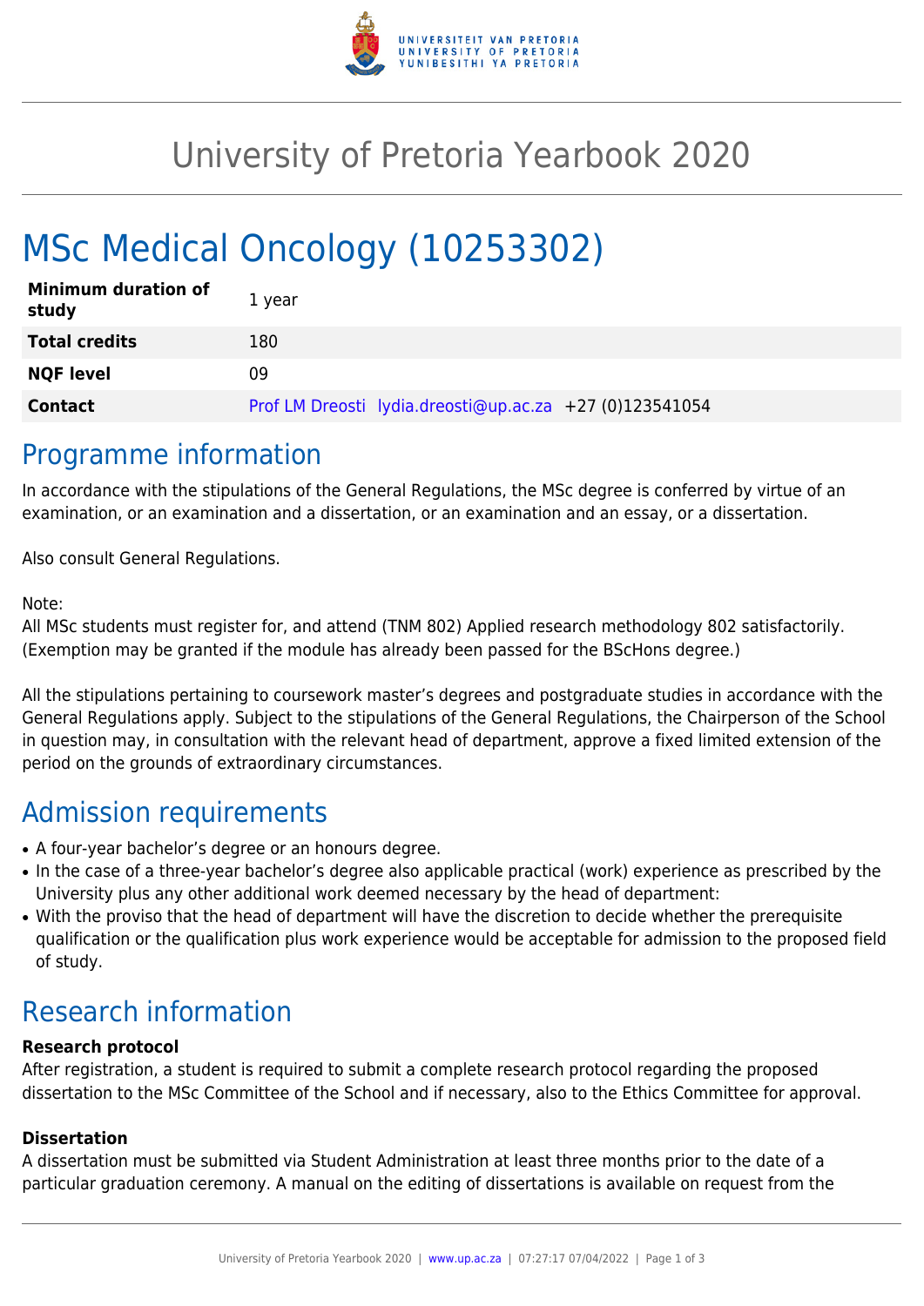# University of Pretoria Yearbook 2020

# MSc Medical Oncology (10253302)

| | |
|---|---|
| **Minimum duration of study** | 1 year |
| **Total credits** | 180 |
| **NQF level** | 09 |
| **Contact** | Prof LM Dreosti lydia.dreosti@up.ac.za +27 (0)123541054 |

## Programme information

In accordance with the stipulations of the General Regulations, the MSc degree is conferred by virtue of an examination, or an examination and a dissertation, or an examination and an essay, or a dissertation.

Also consult General Regulations.

Note:
All MSc students must register for, and attend (TNM 802) Applied research methodology 802 satisfactorily. (Exemption may be granted if the module has already been passed for the BScHons degree.)

All the stipulations pertaining to coursework master's degrees and postgraduate studies in accordance with the General Regulations apply. Subject to the stipulations of the General Regulations, the Chairperson of the School in question may, in consultation with the relevant head of department, approve a fixed limited extension of the period on the grounds of extraordinary circumstances.

## Admission requirements

- A four-year bachelor's degree or an honours degree.
- In the case of a three-year bachelor's degree also applicable practical (work) experience as prescribed by the University plus any other additional work deemed necessary by the head of department:
- With the proviso that the head of department will have the discretion to decide whether the prerequisite qualification or the qualification plus work experience would be acceptable for admission to the proposed field of study.

## Research information

**Research protocol**
After registration, a student is required to submit a complete research protocol regarding the proposed dissertation to the MSc Committee of the School and if necessary, also to the Ethics Committee for approval.

**Dissertation**
A dissertation must be submitted via Student Administration at least three months prior to the date of a particular graduation ceremony. A manual on the editing of dissertations is available on request from the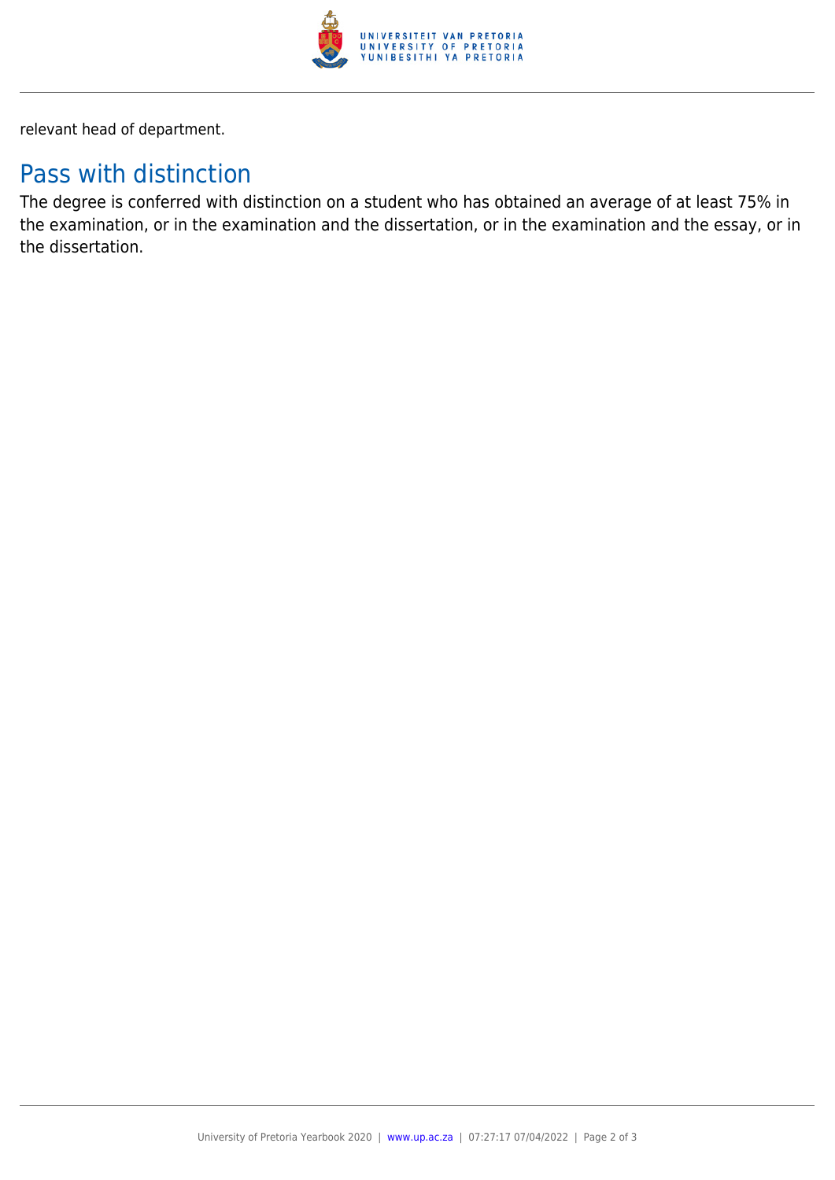relevant head of department.

## Pass with distinction

The degree is conferred with distinction on a student who has obtained an average of at least 75% in the examination, or in the examination and the dissertation, or in the examination and the essay, or in the dissertation.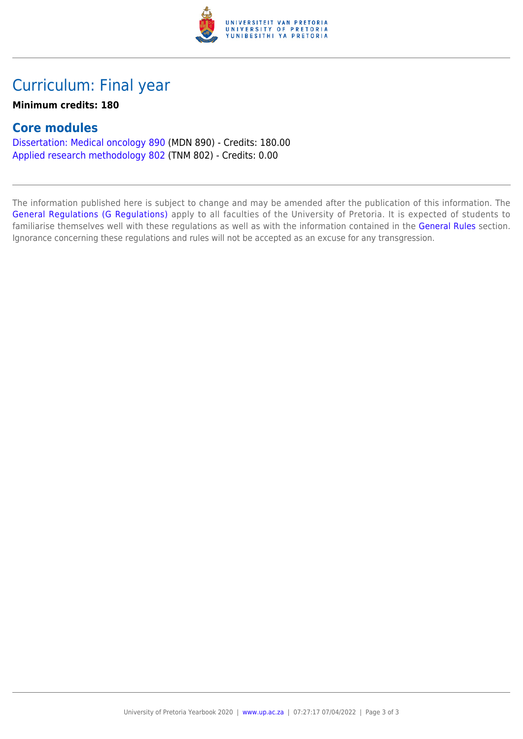# Curriculum: Final year

**Minimum credits: 180**

## Core modules

Dissertation: Medical oncology 890 (MDN 890) - Credits: 180.00
Applied research methodology 802 (TNM 802) - Credits: 0.00

The information published here is subject to change and may be amended after the publication of this information. The General Regulations (G Regulations) apply to all faculties of the University of Pretoria. It is expected of students to familiarise themselves well with these regulations as well as with the information contained in the General Rules section. Ignorance concerning these regulations and rules will not be accepted as an excuse for any transgression.